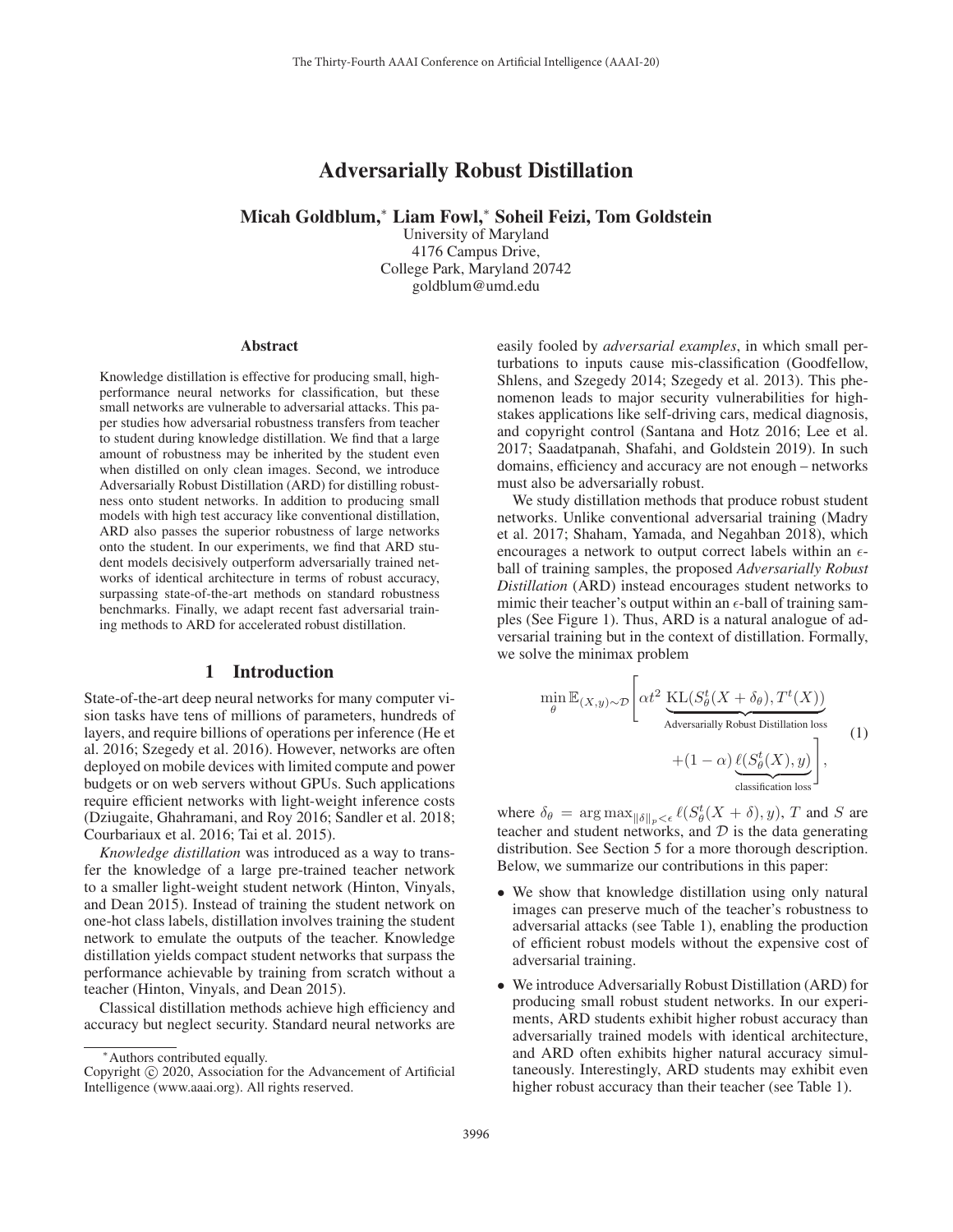# Adversarially Robust Distillation

**Micah Goldblum,* Liam Fowl,* Soheil Feizi, Tom Goldstein**

University of Maryland
4176 Campus Drive,
College Park, Maryland 20742
goldblum@umd.edu

### Abstract

Knowledge distillation is effective for producing small, high-performance neural networks for classification, but these small networks are vulnerable to adversarial attacks. This paper studies how adversarial robustness transfers from teacher to student during knowledge distillation. We find that a large amount of robustness may be inherited by the student even when distilled on only clean images. Second, we introduce Adversarially Robust Distillation (ARD) for distilling robustness onto student networks. In addition to producing small models with high test accuracy like conventional distillation, ARD also passes the superior robustness of large networks onto the student. In our experiments, we find that ARD student models decisively outperform adversarially trained networks of identical architecture in terms of robust accuracy, surpassing state-of-the-art methods on standard robustness benchmarks. Finally, we adapt recent fast adversarial training methods to ARD for accelerated robust distillation.

## 1 Introduction

State-of-the-art deep neural networks for many computer vision tasks have tens of millions of parameters, hundreds of layers, and require billions of operations per inference (He et al. 2016; Szegedy et al. 2016). However, networks are often deployed on mobile devices with limited compute and power budgets or on web servers without GPUs. Such applications require efficient networks with light-weight inference costs (Dziugaite, Ghahramani, and Roy 2016; Sandler et al. 2018; Courbariaux et al. 2016; Tai et al. 2015).

*Knowledge distillation* was introduced as a way to transfer the knowledge of a large pre-trained teacher network to a smaller light-weight student network (Hinton, Vinyals, and Dean 2015). Instead of training the student network on one-hot class labels, distillation involves training the student network to emulate the outputs of the teacher. Knowledge distillation yields compact student networks that surpass the performance achievable by training from scratch without a teacher (Hinton, Vinyals, and Dean 2015).

Classical distillation methods achieve high efficiency and accuracy but neglect security. Standard neural networks are easily fooled by *adversarial examples*, in which small perturbations to inputs cause mis-classification (Goodfellow, Shlens, and Szegedy 2014; Szegedy et al. 2013). This phenomenon leads to major security vulnerabilities for high-stakes applications like self-driving cars, medical diagnosis, and copyright control (Santana and Hotz 2016; Lee et al. 2017; Saadatpanah, Shafahi, and Goldstein 2019). In such domains, efficiency and accuracy are not enough – networks must also be adversarially robust.

We study distillation methods that produce robust student networks. Unlike conventional adversarial training (Madry et al. 2017; Shaham, Yamada, and Negahban 2018), which encourages a network to output correct labels within an $\epsilon$-ball of training samples, the proposed *Adversarially Robust Distillation* (ARD) instead encourages student networks to mimic their teacher's output within an $\epsilon$-ball of training samples (See Figure 1). Thus, ARD is a natural analogue of adversarial training but in the context of distillation. Formally, we solve the minimax problem

$$\min_{\theta} \mathbb{E}_{(X,y)\sim\mathcal{D}} \Bigg[ \alpha t^2 \underbrace{\mathrm{KL}(S^t_\theta(X+\delta_\theta), T^t(X))}_{\text{Adversarially Robust Distillation loss}} + (1-\alpha) \underbrace{\ell(S^t_\theta(X), y)}_{\text{classification loss}} \Bigg], \tag{1}$$

where $\delta_\theta = \arg\max_{\|\delta\|_p < \epsilon} \ell(S^t_\theta(X+\delta), y)$, $T$ and $S$ are teacher and student networks, and $\mathcal{D}$ is the data generating distribution. See Section 5 for a more thorough description. Below, we summarize our contributions in this paper:

- We show that knowledge distillation using only natural images can preserve much of the teacher's robustness to adversarial attacks (see Table 1), enabling the production of efficient robust models without the expensive cost of adversarial training.
- We introduce Adversarially Robust Distillation (ARD) for producing small robust student networks. In our experiments, ARD students exhibit higher robust accuracy than adversarially trained models with identical architecture, and ARD often exhibits higher natural accuracy simultaneously. Interestingly, ARD students may exhibit even higher robust accuracy than their teacher (see Table 1).

*Authors contributed equally.

Copyright © 2020, Association for the Advancement of Artificial Intelligence (www.aaai.org). All rights reserved.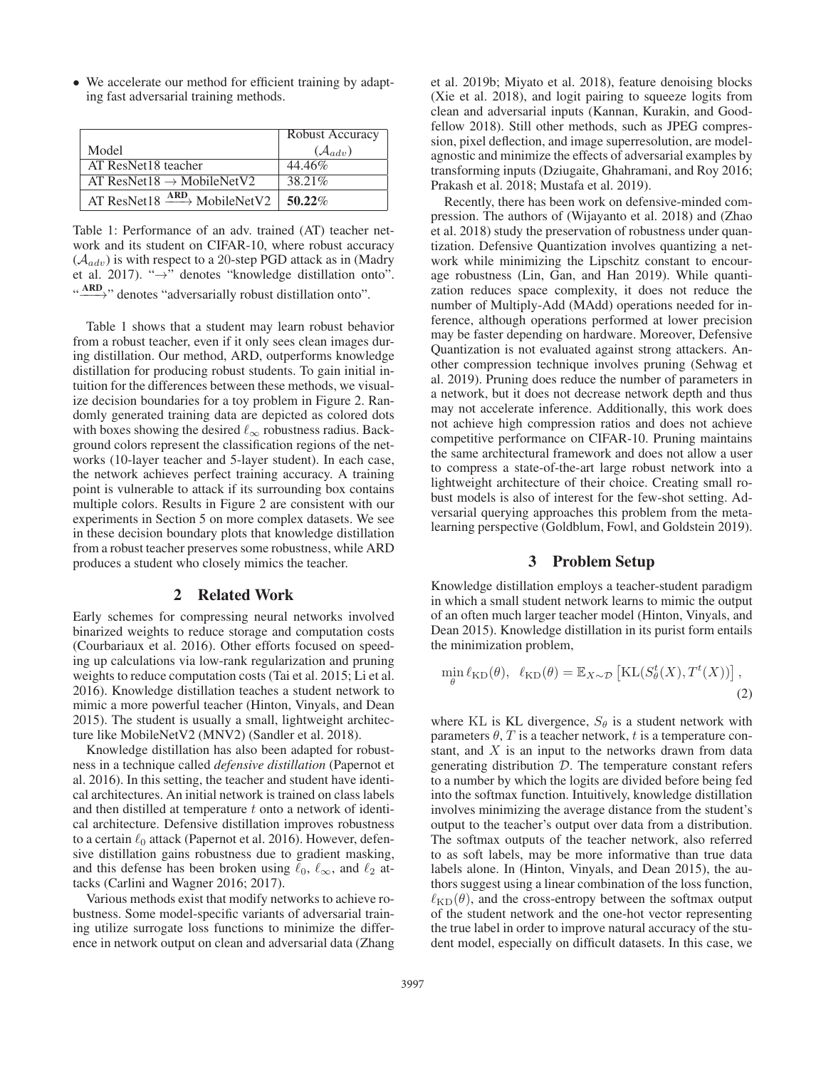- We accelerate our method for efficient training by adapting fast adversarial training methods.

| Model | Robust Accuracy ($\mathcal{A}_{adv}$) |
| --- | --- |
| AT ResNet18 teacher | 44.46% |
| AT ResNet18 $\rightarrow$ MobileNetV2 | 38.21% |
| AT ResNet18 $\xrightarrow{\textbf{ARD}}$ MobileNetV2 | **50.22**% |

Table 1: Performance of an adv. trained (AT) teacher network and its student on CIFAR-10, where robust accuracy ($\mathcal{A}_{adv}$) is with respect to a 20-step PGD attack as in (Madry et al. 2017). "$\rightarrow$" denotes "knowledge distillation onto". "$\xrightarrow{\textbf{ARD}}$" denotes "adversarially robust distillation onto".

Table 1 shows that a student may learn robust behavior from a robust teacher, even if it only sees clean images during distillation. Our method, ARD, outperforms knowledge distillation for producing robust students. To gain initial intuition for the differences between these methods, we visualize decision boundaries for a toy problem in Figure 2. Randomly generated training data are depicted as colored dots with boxes showing the desired $\ell_\infty$ robustness radius. Background colors represent the classification regions of the networks (10-layer teacher and 5-layer student). In each case, the network achieves perfect training accuracy. A training point is vulnerable to attack if its surrounding box contains multiple colors. Results in Figure 2 are consistent with our experiments in Section 5 on more complex datasets. We see in these decision boundary plots that knowledge distillation from a robust teacher preserves some robustness, while ARD produces a student who closely mimics the teacher.

## 2 Related Work

Early schemes for compressing neural networks involved binarized weights to reduce storage and computation costs (Courbariaux et al. 2016). Other efforts focused on speeding up calculations via low-rank regularization and pruning weights to reduce computation costs (Tai et al. 2015; Li et al. 2016). Knowledge distillation teaches a student network to mimic a more powerful teacher (Hinton, Vinyals, and Dean 2015). The student is usually a small, lightweight architecture like MobileNetV2 (MNV2) (Sandler et al. 2018).

Knowledge distillation has also been adapted for robustness in a technique called *defensive distillation* (Papernot et al. 2016). In this setting, the teacher and student have identical architectures. An initial network is trained on class labels and then distilled at temperature $t$ onto a network of identical architecture. Defensive distillation improves robustness to a certain $\ell_0$ attack (Papernot et al. 2016). However, defensive distillation gains robustness due to gradient masking, and this defense has been broken using $\ell_0$, $\ell_\infty$, and $\ell_2$ attacks (Carlini and Wagner 2016; 2017).

Various methods exist that modify networks to achieve robustness. Some model-specific variants of adversarial training utilize surrogate loss functions to minimize the difference in network output on clean and adversarial data (Zhang et al. 2019b; Miyato et al. 2018), feature denoising blocks (Xie et al. 2018), and logit pairing to squeeze logits from clean and adversarial inputs (Kannan, Kurakin, and Goodfellow 2018). Still other methods, such as JPEG compression, pixel deflection, and image superresolution, are model-agnostic and minimize the effects of adversarial examples by transforming inputs (Dziugaite, Ghahramani, and Roy 2016; Prakash et al. 2018; Mustafa et al. 2019).

Recently, there has been work on defensive-minded compression. The authors of (Wijayanto et al. 2018) and (Zhao et al. 2018) study the preservation of robustness under quantization. Defensive Quantization involves quantizing a network while minimizing the Lipschitz constant to encourage robustness (Lin, Gan, and Han 2019). While quantization reduces space complexity, it does not reduce the number of Multiply-Add (MAdd) operations needed for inference, although operations performed at lower precision may be faster depending on hardware. Moreover, Defensive Quantization is not evaluated against strong attackers. Another compression technique involves pruning (Sehwag et al. 2019). Pruning does reduce the number of parameters in a network, but it does not decrease network depth and thus may not accelerate inference. Additionally, this work does not achieve high compression ratios and does not achieve competitive performance on CIFAR-10. Pruning maintains the same architectural framework and does not allow a user to compress a state-of-the-art large robust network into a lightweight architecture of their choice. Creating small robust models is also of interest for the few-shot setting. Adversarial querying approaches this problem from the meta-learning perspective (Goldblum, Fowl, and Goldstein 2019).

## 3 Problem Setup

Knowledge distillation employs a teacher-student paradigm in which a small student network learns to mimic the output of an often much larger teacher model (Hinton, Vinyals, and Dean 2015). Knowledge distillation in its purist form entails the minimization problem,

$$\min_{\theta} \ell_{\text{KD}}(\theta), \quad \ell_{\text{KD}}(\theta) = \mathbb{E}_{X \sim \mathcal{D}} \left[ \text{KL}(S_\theta^t(X), T^t(X)) \right], \tag{2}$$

where KL is KL divergence, $S_\theta$ is a student network with parameters $\theta$, $T$ is a teacher network, $t$ is a temperature constant, and $X$ is an input to the networks drawn from data generating distribution $\mathcal{D}$. The temperature constant refers to a number by which the logits are divided before being fed into the softmax function. Intuitively, knowledge distillation involves minimizing the average distance from the student's output to the teacher's output over data from a distribution. The softmax outputs of the teacher network, also referred to as soft labels, may be more informative than true data labels alone. In (Hinton, Vinyals, and Dean 2015), the authors suggest using a linear combination of the loss function, $\ell_{\text{KD}}(\theta)$, and the cross-entropy between the softmax output of the student network and the one-hot vector representing the true label in order to improve natural accuracy of the student model, especially on difficult datasets. In this case, we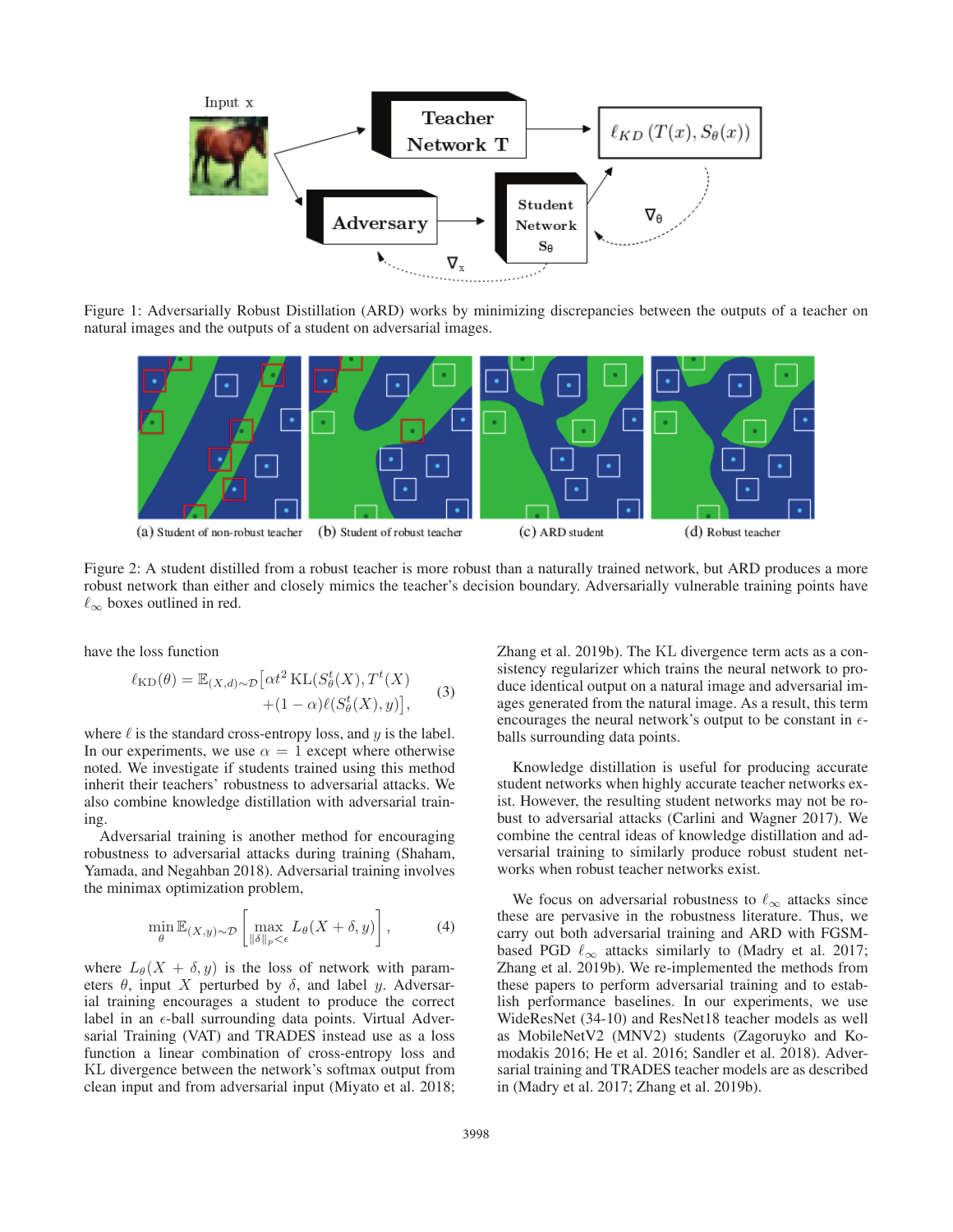Figure 1: Adversarially Robust Distillation (ARD) works by minimizing discrepancies between the outputs of a teacher on natural images and the outputs of a student on adversarial images.

Figure 2: A student distilled from a robust teacher is more robust than a naturally trained network, but ARD produces a more robust network than either and closely mimics the teacher's decision boundary. Adversarially vulnerable training points have $\ell_\infty$ boxes outlined in red.

have the loss function

$$\ell_{\text{KD}}(\theta) = \mathbb{E}_{(X,d)\sim\mathcal{D}}\big[\alpha t^2 \,\text{KL}(S_\theta^t(X), T^t(X)) + (1-\alpha)\ell(S_\theta^t(X), y)\big], \tag{3}$$

where $\ell$ is the standard cross-entropy loss, and $y$ is the label. In our experiments, we use $\alpha = 1$ except where otherwise noted. We investigate if students trained using this method inherit their teachers' robustness to adversarial attacks. We also combine knowledge distillation with adversarial training.

Adversarial training is another method for encouraging robustness to adversarial attacks during training (Shaham, Yamada, and Negahban 2018). Adversarial training involves the minimax optimization problem,

$$\min_\theta \mathbb{E}_{(X,y)\sim\mathcal{D}}\left[\max_{\|\delta\|_p<\epsilon} L_\theta(X+\delta, y)\right], \tag{4}$$

where $L_\theta(X+\delta, y)$ is the loss of network with parameters $\theta$, input $X$ perturbed by $\delta$, and label $y$. Adversarial training encourages a student to produce the correct label in an $\epsilon$-ball surrounding data points. Virtual Adversarial Training (VAT) and TRADES instead use as a loss function a linear combination of cross-entropy loss and KL divergence between the network's softmax output from clean input and from adversarial input (Miyato et al. 2018; Zhang et al. 2019b). The KL divergence term acts as a consistency regularizer which trains the neural network to produce identical output on a natural image and adversarial images generated from the natural image. As a result, this term encourages the network's output to be constant in $\epsilon$-balls surrounding data points.

Knowledge distillation is useful for producing accurate student networks when highly accurate teacher networks exist. However, the resulting student networks may not be robust to adversarial attacks (Carlini and Wagner 2017). We combine the central ideas of knowledge distillation and adversarial training to similarly produce robust student networks when robust teacher networks exist.

We focus on adversarial robustness to $\ell_\infty$ attacks since these are pervasive in the robustness literature. Thus, we carry out both adversarial training and ARD with FGSM-based PGD $\ell_\infty$ attacks similarly to (Madry et al. 2017; Zhang et al. 2019b). We re-implemented the methods from these papers to perform adversarial training and to establish performance baselines. In our experiments, we use WideResNet (34-10) and ResNet18 teacher models as well as MobileNetV2 (MNV2) students (Zagoruyko and Komodakis 2016; He et al. 2016; Sandler et al. 2018). Adversarial training and TRADES teacher models are as described in (Madry et al. 2017; Zhang et al. 2019b).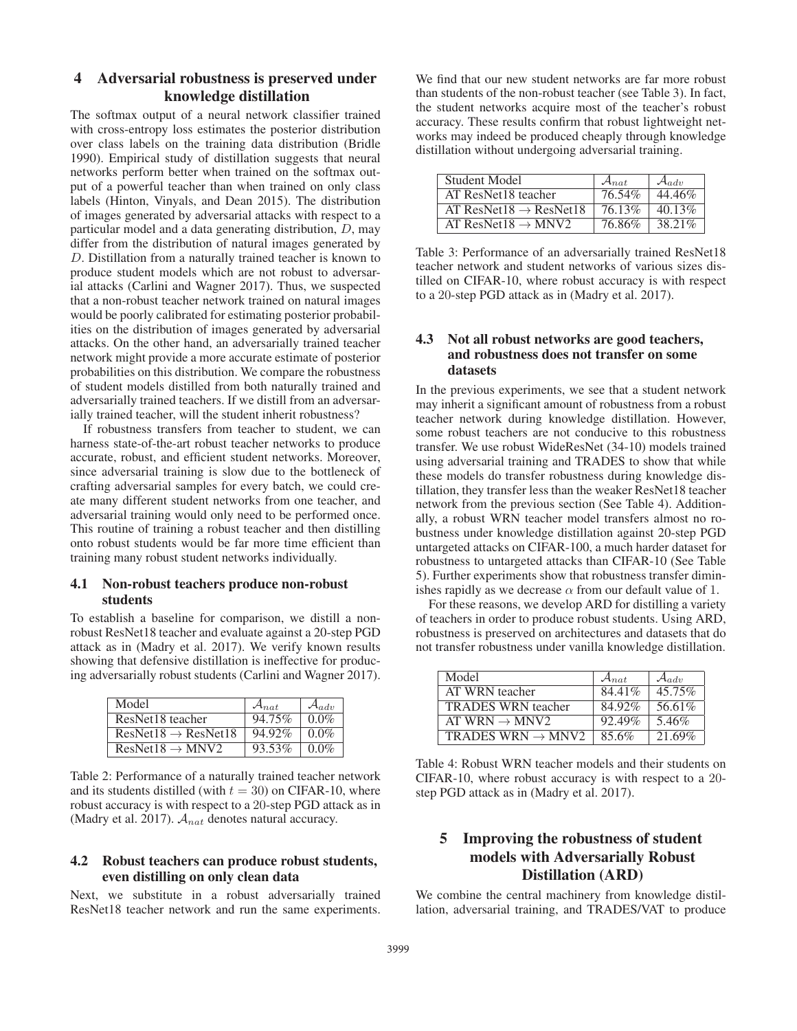## 4 Adversarial robustness is preserved under knowledge distillation

The softmax output of a neural network classifier trained with cross-entropy loss estimates the posterior distribution over class labels on the training data distribution (Bridle 1990). Empirical study of distillation suggests that neural networks perform better when trained on the softmax output of a powerful teacher than when trained on only class labels (Hinton, Vinyals, and Dean 2015). The distribution of images generated by adversarial attacks with respect to a particular model and a data generating distribution, $D$, may differ from the distribution of natural images generated by $D$. Distillation from a naturally trained teacher is known to produce student models which are not robust to adversarial attacks (Carlini and Wagner 2017). Thus, we suspected that a non-robust teacher network trained on natural images would be poorly calibrated for estimating posterior probabilities on the distribution of images generated by adversarial attacks. On the other hand, an adversarially trained teacher network might provide a more accurate estimate of posterior probabilities on this distribution. We compare the robustness of student models distilled from both naturally trained and adversarially trained teachers. If we distill from an adversarially trained teacher, will the student inherit robustness?

If robustness transfers from teacher to student, we can harness state-of-the-art robust teacher networks to produce accurate, robust, and efficient student networks. Moreover, since adversarial training is slow due to the bottleneck of crafting adversarial samples for every batch, we could create many different student networks from one teacher, and adversarial training would only need to be performed once. This routine of training a robust teacher and then distilling onto robust students would be far more time efficient than training many robust student networks individually.

### 4.1 Non-robust teachers produce non-robust students

To establish a baseline for comparison, we distill a non-robust ResNet18 teacher and evaluate against a 20-step PGD attack as in (Madry et al. 2017). We verify known results showing that defensive distillation is ineffective for producing adversarially robust students (Carlini and Wagner 2017).

| Model | $\mathcal{A}_{nat}$ | $\mathcal{A}_{adv}$ |
|---|---|---|
| ResNet18 teacher | 94.75% | 0.0% |
| ResNet18 $\rightarrow$ ResNet18 | 94.92% | 0.0% |
| ResNet18 $\rightarrow$ MNV2 | 93.53% | 0.0% |

Table 2: Performance of a naturally trained teacher network and its students distilled (with $t = 30$) on CIFAR-10, where robust accuracy is with respect to a 20-step PGD attack as in (Madry et al. 2017). $\mathcal{A}_{nat}$ denotes natural accuracy.

### 4.2 Robust teachers can produce robust students, even distilling on only clean data

Next, we substitute in a robust adversarially trained ResNet18 teacher network and run the same experiments. We find that our new student networks are far more robust than students of the non-robust teacher (see Table 3). In fact, the student networks acquire most of the teacher's robust accuracy. These results confirm that robust lightweight networks may indeed be produced cheaply through knowledge distillation without undergoing adversarial training.

| Student Model | $\mathcal{A}_{nat}$ | $\mathcal{A}_{adv}$ |
|---|---|---|
| AT ResNet18 teacher | 76.54% | 44.46% |
| AT ResNet18 $\rightarrow$ ResNet18 | 76.13% | 40.13% |
| AT ResNet18 $\rightarrow$ MNV2 | 76.86% | 38.21% |

Table 3: Performance of an adversarially trained ResNet18 teacher network and student networks of various sizes distilled on CIFAR-10, where robust accuracy is with respect to a 20-step PGD attack as in (Madry et al. 2017).

### 4.3 Not all robust networks are good teachers, and robustness does not transfer on some datasets

In the previous experiments, we see that a student network may inherit a significant amount of robustness from a robust teacher network during knowledge distillation. However, some robust teachers are not conducive to this robustness transfer. We use robust WideResNet (34-10) models trained using adversarial training and TRADES to show that while these models do transfer robustness during knowledge distillation, they transfer less than the weaker ResNet18 teacher network from the previous section (See Table 4). Additionally, a robust WRN teacher model transfers almost no robustness under knowledge distillation against 20-step PGD untargeted attacks on CIFAR-100, a much harder dataset for robustness to untargeted attacks than CIFAR-10 (See Table 5). Further experiments show that robustness transfer diminishes rapidly as we decrease $\alpha$ from our default value of 1.

For these reasons, we develop ARD for distilling a variety of teachers in order to produce robust students. Using ARD, robustness is preserved on architectures and datasets that do not transfer robustness under vanilla knowledge distillation.

| Model | $\mathcal{A}_{nat}$ | $\mathcal{A}_{adv}$ |
|---|---|---|
| AT WRN teacher | 84.41% | 45.75% |
| TRADES WRN teacher | 84.92% | 56.61% |
| AT WRN $\rightarrow$ MNV2 | 92.49% | 5.46% |
| TRADES WRN $\rightarrow$ MNV2 | 85.6% | 21.69% |

Table 4: Robust WRN teacher models and their students on CIFAR-10, where robust accuracy is with respect to a 20-step PGD attack as in (Madry et al. 2017).

## 5 Improving the robustness of student models with Adversarially Robust Distillation (ARD)

We combine the central machinery from knowledge distillation, adversarial training, and TRADES/VAT to produce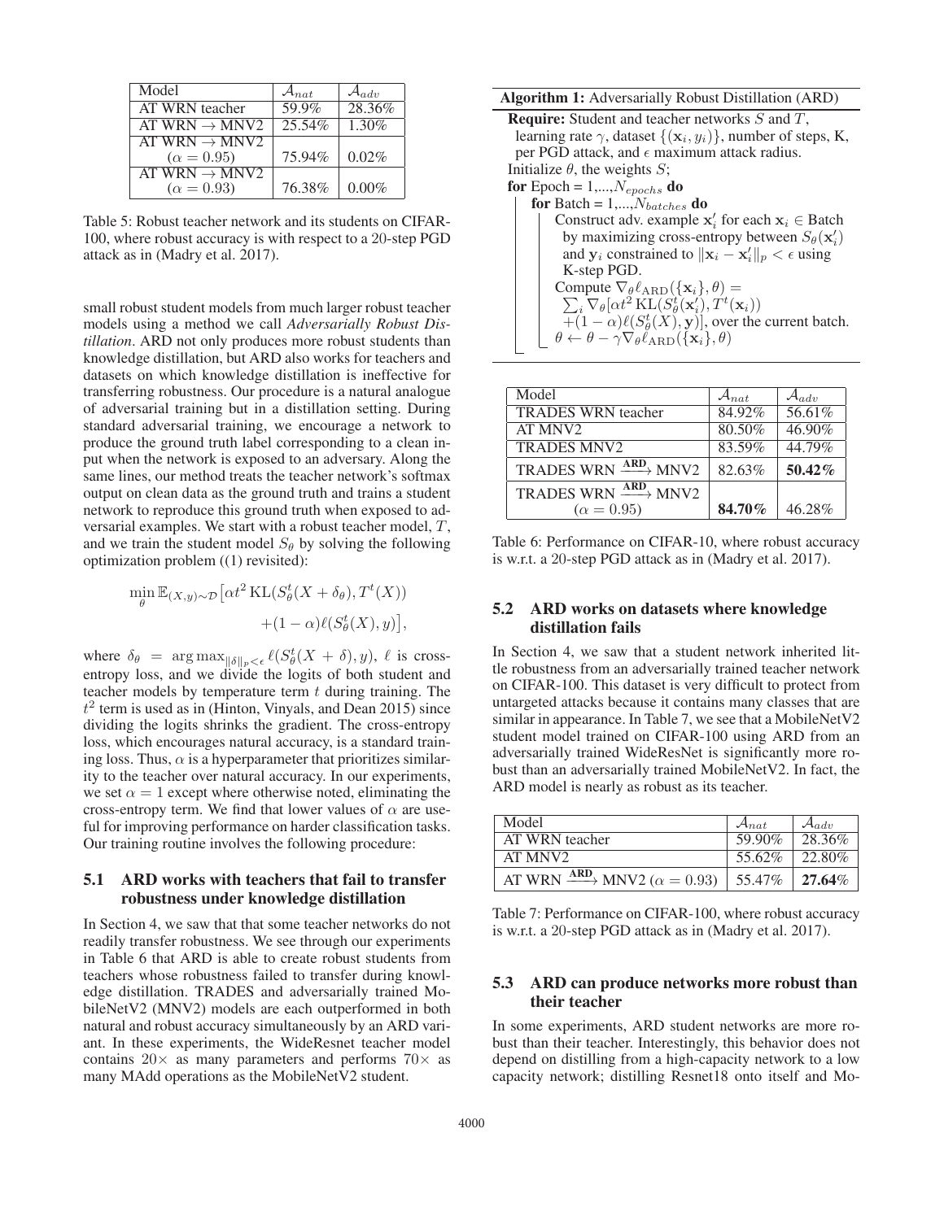| Model | $\mathcal{A}_{nat}$ | $\mathcal{A}_{adv}$ |
|---|---|---|
| AT WRN teacher | 59.9% | 28.36% |
| AT WRN → MNV2 | 25.54% | 1.30% |
| AT WRN → MNV2 ($\alpha = 0.95$) | 75.94% | 0.02% |
| AT WRN → MNV2 ($\alpha = 0.93$) | 76.38% | 0.00% |

Table 5: Robust teacher network and its students on CIFAR-100, where robust accuracy is with respect to a 20-step PGD attack as in (Madry et al. 2017).

small robust student models from much larger robust teacher models using a method we call *Adversarially Robust Distillation*. ARD not only produces more robust students than knowledge distillation, but ARD also works for teachers and datasets on which knowledge distillation is ineffective for transferring robustness. Our procedure is a natural analogue of adversarial training but in a distillation setting. During standard adversarial training, we encourage a network to produce the ground truth label corresponding to a clean input when the network is exposed to an adversary. Along the same lines, our method treats the teacher network's softmax output on clean data as the ground truth and trains a student network to reproduce this ground truth when exposed to adversarial examples. We start with a robust teacher model, $T$, and we train the student model $S_\theta$ by solving the following optimization problem ((1) revisited):

$$\min_{\theta} \mathbb{E}_{(X,y)\sim\mathcal{D}}\big[\alpha t^2 \, \mathrm{KL}(S^t_\theta(X+\delta_\theta), T^t(X)) + (1-\alpha)\ell(S^t_\theta(X), y)\big],$$

where $\delta_\theta = \arg\max_{\|\delta\|_p<\epsilon} \ell(S^t_\theta(X+\delta), y)$, $\ell$ is cross-entropy loss, and we divide the logits of both student and teacher models by temperature term $t$ during training. The $t^2$ term is used as in (Hinton, Vinyals, and Dean 2015) since dividing the logits shrinks the gradient. The cross-entropy loss, which encourages natural accuracy, is a standard training loss. Thus, $\alpha$ is a hyperparameter that prioritizes similarity to the teacher over natural accuracy. In our experiments, we set $\alpha = 1$ except where otherwise noted, eliminating the cross-entropy term. We find that lower values of $\alpha$ are useful for improving performance on harder classification tasks. Our training routine involves the following procedure:

**Algorithm 1:** Adversarially Robust Distillation (ARD)

**Require:** Student and teacher networks $S$ and $T$, learning rate $\gamma$, dataset $\{(\mathbf{x}_i, y_i)\}$, number of steps, K, per PGD attack, and $\epsilon$ maximum attack radius.
Initialize $\theta$, the weights $S$;
**for** Epoch = $1,...,N_{epochs}$ **do**
  **for** Batch = $1,...,N_{batches}$ **do**
    Construct adv. example $\mathbf{x}'_i$ for each $\mathbf{x}_i \in$ Batch by maximizing cross-entropy between $S_\theta(\mathbf{x}'_i)$ and $\mathbf{y}_i$ constrained to $\|\mathbf{x}_i - \mathbf{x}'_i\|_p < \epsilon$ using K-step PGD.
    Compute $\nabla_\theta \ell_{\mathrm{ARD}}(\{\mathbf{x}_i\}, \theta) = \sum_i \nabla_\theta[\alpha t^2 \, \mathrm{KL}(S^t_\theta(\mathbf{x}'_i), T^t(\mathbf{x}_i)) + (1-\alpha)\ell(S^t_\theta(X), \mathbf{y})]$, over the current batch.
    $\theta \leftarrow \theta - \gamma \nabla_\theta \ell_{\mathrm{ARD}}(\{\mathbf{x}_i\}, \theta)$

## 5.1 ARD works with teachers that fail to transfer robustness under knowledge distillation

In Section 4, we saw that that some teacher networks do not readily transfer robustness. We see through our experiments in Table 6 that ARD is able to create robust students from teachers whose robustness failed to transfer during knowledge distillation. TRADES and adversarially trained MobileNetV2 (MNV2) models are each outperformed in both natural and robust accuracy simultaneously by an ARD variant. In these experiments, the WideResnet teacher model contains $20\times$ as many parameters and performs $70\times$ as many MAdd operations as the MobileNetV2 student.

| Model | $\mathcal{A}_{nat}$ | $\mathcal{A}_{adv}$ |
|---|---|---|
| TRADES WRN teacher | 84.92% | 56.61% |
| AT MNV2 | 80.50% | 46.90% |
| TRADES MNV2 | 83.59% | 44.79% |
| TRADES WRN $\xrightarrow{\textbf{ARD}}$ MNV2 | 82.63% | **50.42%** |
| TRADES WRN $\xrightarrow{\textbf{ARD}}$ MNV2 ($\alpha = 0.95$) | **84.70%** | 46.28% |

Table 6: Performance on CIFAR-10, where robust accuracy is w.r.t. a 20-step PGD attack as in (Madry et al. 2017).

## 5.2 ARD works on datasets where knowledge distillation fails

In Section 4, we saw that a student network inherited little robustness from an adversarially trained teacher network on CIFAR-100. This dataset is very difficult to protect from untargeted attacks because it contains many classes that are similar in appearance. In Table 7, we see that a MobileNetV2 student model trained on CIFAR-100 using ARD from an adversarially trained WideResNet is significantly more robust than an adversarially trained MobileNetV2. In fact, the ARD model is nearly as robust as its teacher.

| Model | $\mathcal{A}_{nat}$ | $\mathcal{A}_{adv}$ |
|---|---|---|
| AT WRN teacher | 59.90% | 28.36% |
| AT MNV2 | 55.62% | 22.80% |
| AT WRN $\xrightarrow{\textbf{ARD}}$ MNV2 ($\alpha = 0.93$) | 55.47% | **27.64%** |

Table 7: Performance on CIFAR-100, where robust accuracy is w.r.t. a 20-step PGD attack as in (Madry et al. 2017).

## 5.3 ARD can produce networks more robust than their teacher

In some experiments, ARD student networks are more robust than their teacher. Interestingly, this behavior does not depend on distilling from a high-capacity network to a low capacity network; distilling Resnet18 onto itself and Mo-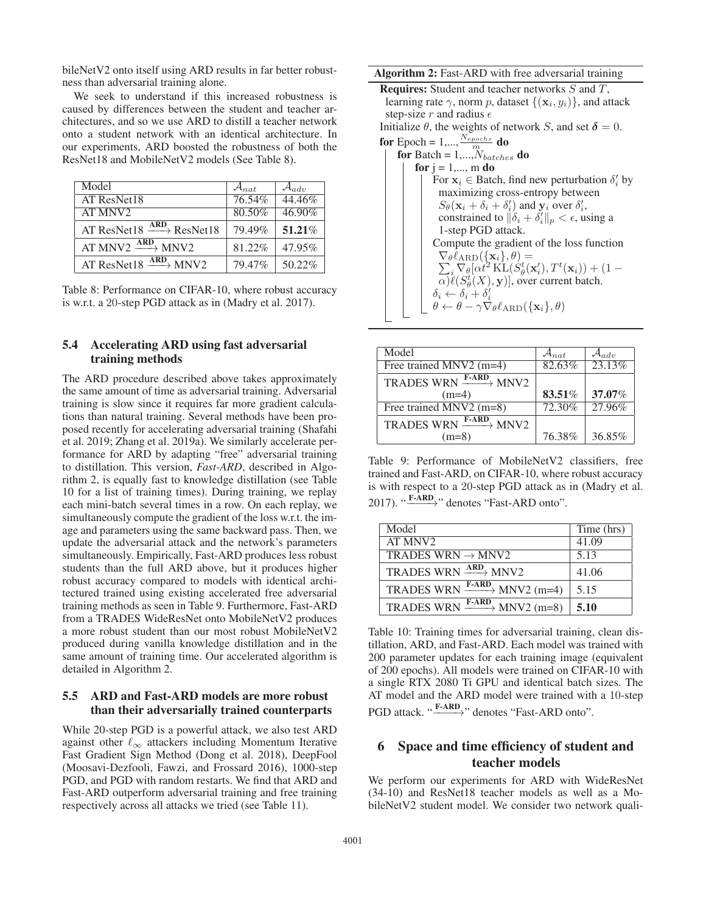bileNetV2 onto itself using ARD results in far better robustness than adversarial training alone.

We seek to understand if this increased robustness is caused by differences between the student and teacher architectures, and so we use ARD to distill a teacher network onto a student network with an identical architecture. In our experiments, ARD boosted the robustness of both the ResNet18 and MobileNetV2 models (See Table 8).

| Model | $\mathcal{A}_{nat}$ | $\mathcal{A}_{adv}$ |
|---|---|---|
| AT ResNet18 | 76.54% | 44.46% |
| AT MNV2 | 80.50% | 46.90% |
| AT ResNet18 $\xrightarrow{\text{ARD}}$ ResNet18 | 79.49% | **51.21**% |
| AT MNV2 $\xrightarrow{\text{ARD}}$ MNV2 | 81.22% | 47.95% |
| AT ResNet18 $\xrightarrow{\text{ARD}}$ MNV2 | 79.47% | 50.22% |

Table 8: Performance on CIFAR-10, where robust accuracy is w.r.t. a 20-step PGD attack as in (Madry et al. 2017).

### 5.4 Accelerating ARD using fast adversarial training methods

The ARD procedure described above takes approximately the same amount of time as adversarial training. Adversarial training is slow since it requires far more gradient calculations than natural training. Several methods have been proposed recently for accelerating adversarial training (Shafahi et al. 2019; Zhang et al. 2019a). We similarly accelerate performance for ARD by adapting "free" adversarial training to distillation. This version, *Fast-ARD*, described in Algorithm 2, is equally fast to knowledge distillation (see Table 10 for a list of training times). During training, we replay each mini-batch several times in a row. On each replay, we simultaneously compute the gradient of the loss w.r.t. the image and parameters using the same backward pass. Then, we update the adversarial attack and the network's parameters simultaneously. Empirically, Fast-ARD produces less robust students than the full ARD above, but it produces higher robust accuracy compared to models with identical architectured trained using existing accelerated free adversarial training methods as seen in Table 9. Furthermore, Fast-ARD from a TRADES WideResNet onto MobileNetV2 produces a more robust student than our most robust MobileNetV2 produced during vanilla knowledge distillation and in the same amount of training time. Our accelerated algorithm is detailed in Algorithm 2.

### 5.5 ARD and Fast-ARD models are more robust than their adversarially trained counterparts

While 20-step PGD is a powerful attack, we also test ARD against other $\ell_\infty$ attackers including Momentum Iterative Fast Gradient Sign Method (Dong et al. 2018), DeepFool (Moosavi-Dezfooli, Fawzi, and Frossard 2016), 1000-step PGD, and PGD with random restarts. We find that ARD and Fast-ARD outperform adversarial training and free training respectively across all attacks we tried (see Table 11).

**Algorithm 2:** Fast-ARD with free adversarial training

**Requires:** Student and teacher networks $S$ and $T$, learning rate $\gamma$, norm $p$, dataset $\{(\mathbf{x}_i, y_i)\}$, and attack step-size $r$ and radius $\epsilon$

Initialize $\theta$, the weights of network $S$, and set $\boldsymbol{\delta} = 0$.

**for** Epoch = $1,..., \frac{N_{epochs}}{m}$ **do**
- **for** Batch = $1,...,N_{batches}$ **do**
  - **for** j = 1,..., m **do**
    - For $\mathbf{x}_i \in$ Batch, find new perturbation $\delta_i'$ by maximizing cross-entropy between $S_\theta(\mathbf{x}_i + \delta_i + \delta_i')$ and $\mathbf{y}_i$ over $\delta_i'$, constrained to $\|\delta_i + \delta_i'\|_p < \epsilon$, using a 1-step PGD attack.
    - Compute the gradient of the loss function $\nabla_\theta \ell_{\text{ARD}}(\{\mathbf{x}_i\}, \theta) = \sum_i \nabla_\theta [\alpha t^2 \, \text{KL}(S_\theta^t(\mathbf{x}_i'), T^t(\mathbf{x}_i)) + (1 - \alpha)\ell(S_\theta^t(X), \mathbf{y})]$, over current batch.
    - $\delta_i \leftarrow \delta_i + \delta_i'$
    - $\theta \leftarrow \theta - \gamma \nabla_\theta \ell_{\text{ARD}}(\{\mathbf{x}_i\}, \theta)$

| Model | $\mathcal{A}_{nat}$ | $\mathcal{A}_{adv}$ |
|---|---|---|
| Free trained MNV2 (m=4) | 82.63% | 23.13% |
| TRADES WRN $\xrightarrow{\text{F-ARD}}$ MNV2 (m=4) | **83.51**% | **37.07**% |
| Free trained MNV2 (m=8) | 72.30% | 27.96% |
| TRADES WRN $\xrightarrow{\text{F-ARD}}$ MNV2 (m=8) | 76.38% | 36.85% |

Table 9: Performance of MobileNetV2 classifiers, free trained and Fast-ARD, on CIFAR-10, where robust accuracy is with respect to a 20-step PGD attack as in (Madry et al. 2017). "$\xrightarrow{\text{F-ARD}}$" denotes "Fast-ARD onto".

| Model | Time (hrs) |
|---|---|
| AT MNV2 | 41.09 |
| TRADES WRN $\rightarrow$ MNV2 | 5.13 |
| TRADES WRN $\xrightarrow{\text{ARD}}$ MNV2 | 41.06 |
| TRADES WRN $\xrightarrow{\text{F-ARD}}$ MNV2 (m=4) | 5.15 |
| TRADES WRN $\xrightarrow{\text{F-ARD}}$ MNV2 (m=8) | **5.10** |

Table 10: Training times for adversarial training, clean distillation, ARD, and Fast-ARD. Each model was trained with 200 parameter updates for each training image (equivalent of 200 epochs). All models were trained on CIFAR-10 with a single RTX 2080 Ti GPU and identical batch sizes. The AT model and the ARD model were trained with a 10-step PGD attack. "$\xrightarrow{\text{F-ARD}}$" denotes "Fast-ARD onto".

## 6 Space and time efficiency of student and teacher models

We perform our experiments for ARD with WideResNet (34-10) and ResNet18 teacher models as well as a MobileNetV2 student model. We consider two network quali-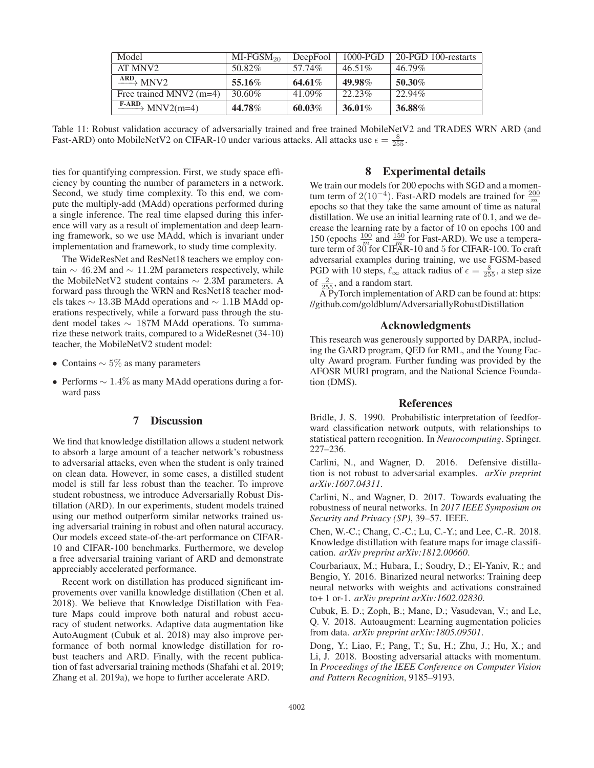| Model | MI-FGSM$_{20}$ | DeepFool | 1000-PGD | 20-PGD 100-restarts |
|---|---|---|---|---|
| AT MNV2 | 50.82% | 57.74% | 46.51% | 46.79% |
| $\xrightarrow{\text{ARD}}$ MNV2 | **55.16**% | **64.61**% | **49.98**% | **50.30**% |
| Free trained MNV2 (m=4) | 30.60% | 41.09% | 22.23% | 22.94% |
| $\xrightarrow{\text{F-ARD}}$ MNV2(m=4) | **44.78**% | **60.03**% | **36.01**% | **36.88**% |

Table 11: Robust validation accuracy of adversarially trained and free trained MobileNetV2 and TRADES WRN ARD (and Fast-ARD) onto MobileNetV2 on CIFAR-10 under various attacks. All attacks use $\epsilon = \frac{8}{255}$.

ties for quantifying compression. First, we study space efficiency by counting the number of parameters in a network. Second, we study time complexity. To this end, we compute the multiply-add (MAdd) operations performed during a single inference. The real time elapsed during this inference will vary as a result of implementation and deep learning framework, so we use MAdd, which is invariant under implementation and framework, to study time complexity.

The WideResNet and ResNet18 teachers we employ contain $\sim 46.2$M and $\sim 11.2$M parameters respectively, while the MobileNetV2 student contains $\sim 2.3$M parameters. A forward pass through the WRN and ResNet18 teacher models takes $\sim 13.3$B MAdd operations and $\sim 1.1$B MAdd operations respectively, while a forward pass through the student model takes $\sim 187$M MAdd operations. To summarize these network traits, compared to a WideResnet (34-10) teacher, the MobileNetV2 student model:

- Contains $\sim 5\%$ as many parameters
- Performs $\sim 1.4\%$ as many MAdd operations during a forward pass

## 7 Discussion

We find that knowledge distillation allows a student network to absorb a large amount of a teacher network's robustness to adversarial attacks, even when the student is only trained on clean data. However, in some cases, a distilled student model is still far less robust than the teacher. To improve student robustness, we introduce Adversarially Robust Distillation (ARD). In our experiments, student models trained using our method outperform similar networks trained using adversarial training in robust and often natural accuracy. Our models exceed state-of-the-art performance on CIFAR-10 and CIFAR-100 benchmarks. Furthermore, we develop a free adversarial training variant of ARD and demonstrate appreciably accelerated performance.

Recent work on distillation has produced significant improvements over vanilla knowledge distillation (Chen et al. 2018). We believe that Knowledge Distillation with Feature Maps could improve both natural and robust accuracy of student networks. Adaptive data augmentation like AutoAugment (Cubuk et al. 2018) may also improve performance of both normal knowledge distillation for robust teachers and ARD. Finally, with the recent publication of fast adversarial training methods (Shafahi et al. 2019; Zhang et al. 2019a), we hope to further accelerate ARD.

## 8 Experimental details

We train our models for 200 epochs with SGD and a momentum term of $2(10^{-4})$. Fast-ARD models are trained for $\frac{200}{m}$ epochs so that they take the same amount of time as natural distillation. We use an initial learning rate of 0.1, and we decrease the learning rate by a factor of 10 on epochs 100 and 150 (epochs $\frac{100}{m}$ and $\frac{150}{m}$ for Fast-ARD). We use a temperature term of 30 for CIFAR-10 and 5 for CIFAR-100. To craft adversarial examples during training, we use FGSM-based PGD with 10 steps, $\ell_\infty$ attack radius of $\epsilon = \frac{8}{255}$, a step size of $\frac{2}{255}$, and a random start.

A PyTorch implementation of ARD can be found at: https://github.com/goldblum/AdversariallyRobustDistillation

## Acknowledgments

This research was generously supported by DARPA, including the GARD program, QED for RML, and the Young Faculty Award program. Further funding was provided by the AFOSR MURI program, and the National Science Foundation (DMS).

## References

Bridle, J. S. 1990. Probabilistic interpretation of feedforward classification network outputs, with relationships to statistical pattern recognition. In *Neurocomputing*. Springer. 227–236.

Carlini, N., and Wagner, D. 2016. Defensive distillation is not robust to adversarial examples. *arXiv preprint arXiv:1607.04311*.

Carlini, N., and Wagner, D. 2017. Towards evaluating the robustness of neural networks. In *2017 IEEE Symposium on Security and Privacy (SP)*, 39–57. IEEE.

Chen, W.-C.; Chang, C.-C.; Lu, C.-Y.; and Lee, C.-R. 2018. Knowledge distillation with feature maps for image classification. *arXiv preprint arXiv:1812.00660*.

Courbariaux, M.; Hubara, I.; Soudry, D.; El-Yaniv, R.; and Bengio, Y. 2016. Binarized neural networks: Training deep neural networks with weights and activations constrained to+ 1 or-1. *arXiv preprint arXiv:1602.02830*.

Cubuk, E. D.; Zoph, B.; Mane, D.; Vasudevan, V.; and Le, Q. V. 2018. Autoaugment: Learning augmentation policies from data. *arXiv preprint arXiv:1805.09501*.

Dong, Y.; Liao, F.; Pang, T.; Su, H.; Zhu, J.; Hu, X.; and Li, J. 2018. Boosting adversarial attacks with momentum. In *Proceedings of the IEEE Conference on Computer Vision and Pattern Recognition*, 9185–9193.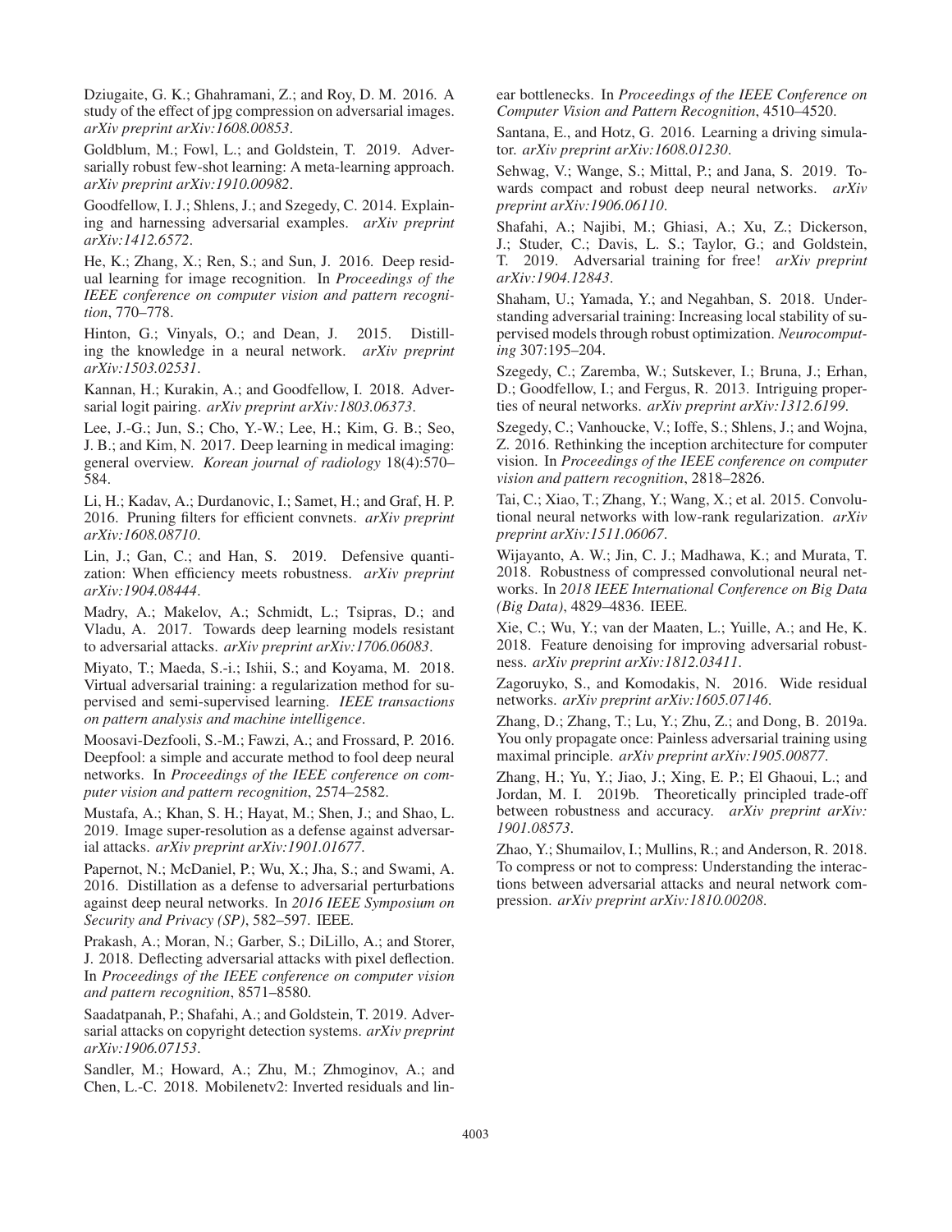Dziugaite, G. K.; Ghahramani, Z.; and Roy, D. M. 2016. A study of the effect of jpg compression on adversarial images. *arXiv preprint arXiv:1608.00853*.

Goldblum, M.; Fowl, L.; and Goldstein, T. 2019. Adversarially robust few-shot learning: A meta-learning approach. *arXiv preprint arXiv:1910.00982*.

Goodfellow, I. J.; Shlens, J.; and Szegedy, C. 2014. Explaining and harnessing adversarial examples. *arXiv preprint arXiv:1412.6572*.

He, K.; Zhang, X.; Ren, S.; and Sun, J. 2016. Deep residual learning for image recognition. In *Proceedings of the IEEE conference on computer vision and pattern recognition*, 770–778.

Hinton, G.; Vinyals, O.; and Dean, J. 2015. Distilling the knowledge in a neural network. *arXiv preprint arXiv:1503.02531*.

Kannan, H.; Kurakin, A.; and Goodfellow, I. 2018. Adversarial logit pairing. *arXiv preprint arXiv:1803.06373*.

Lee, J.-G.; Jun, S.; Cho, Y.-W.; Lee, H.; Kim, G. B.; Seo, J. B.; and Kim, N. 2017. Deep learning in medical imaging: general overview. *Korean journal of radiology* 18(4):570–584.

Li, H.; Kadav, A.; Durdanovic, I.; Samet, H.; and Graf, H. P. 2016. Pruning filters for efficient convnets. *arXiv preprint arXiv:1608.08710*.

Lin, J.; Gan, C.; and Han, S. 2019. Defensive quantization: When efficiency meets robustness. *arXiv preprint arXiv:1904.08444*.

Madry, A.; Makelov, A.; Schmidt, L.; Tsipras, D.; and Vladu, A. 2017. Towards deep learning models resistant to adversarial attacks. *arXiv preprint arXiv:1706.06083*.

Miyato, T.; Maeda, S.-i.; Ishii, S.; and Koyama, M. 2018. Virtual adversarial training: a regularization method for supervised and semi-supervised learning. *IEEE transactions on pattern analysis and machine intelligence*.

Moosavi-Dezfooli, S.-M.; Fawzi, A.; and Frossard, P. 2016. Deepfool: a simple and accurate method to fool deep neural networks. In *Proceedings of the IEEE conference on computer vision and pattern recognition*, 2574–2582.

Mustafa, A.; Khan, S. H.; Hayat, M.; Shen, J.; and Shao, L. 2019. Image super-resolution as a defense against adversarial attacks. *arXiv preprint arXiv:1901.01677*.

Papernot, N.; McDaniel, P.; Wu, X.; Jha, S.; and Swami, A. 2016. Distillation as a defense to adversarial perturbations against deep neural networks. In *2016 IEEE Symposium on Security and Privacy (SP)*, 582–597. IEEE.

Prakash, A.; Moran, N.; Garber, S.; DiLillo, A.; and Storer, J. 2018. Deflecting adversarial attacks with pixel deflection. In *Proceedings of the IEEE conference on computer vision and pattern recognition*, 8571–8580.

Saadatpanah, P.; Shafahi, A.; and Goldstein, T. 2019. Adversarial attacks on copyright detection systems. *arXiv preprint arXiv:1906.07153*.

Sandler, M.; Howard, A.; Zhu, M.; Zhmoginov, A.; and Chen, L.-C. 2018. Mobilenetv2: Inverted residuals and linear bottlenecks. In *Proceedings of the IEEE Conference on Computer Vision and Pattern Recognition*, 4510–4520.

Santana, E., and Hotz, G. 2016. Learning a driving simulator. *arXiv preprint arXiv:1608.01230*.

Sehwag, V.; Wange, S.; Mittal, P.; and Jana, S. 2019. Towards compact and robust deep neural networks. *arXiv preprint arXiv:1906.06110*.

Shafahi, A.; Najibi, M.; Ghiasi, A.; Xu, Z.; Dickerson, J.; Studer, C.; Davis, L. S.; Taylor, G.; and Goldstein, T. 2019. Adversarial training for free! *arXiv preprint arXiv:1904.12843*.

Shaham, U.; Yamada, Y.; and Negahban, S. 2018. Understanding adversarial training: Increasing local stability of supervised models through robust optimization. *Neurocomputing* 307:195–204.

Szegedy, C.; Zaremba, W.; Sutskever, I.; Bruna, J.; Erhan, D.; Goodfellow, I.; and Fergus, R. 2013. Intriguing properties of neural networks. *arXiv preprint arXiv:1312.6199*.

Szegedy, C.; Vanhoucke, V.; Ioffe, S.; Shlens, J.; and Wojna, Z. 2016. Rethinking the inception architecture for computer vision. In *Proceedings of the IEEE conference on computer vision and pattern recognition*, 2818–2826.

Tai, C.; Xiao, T.; Zhang, Y.; Wang, X.; et al. 2015. Convolutional neural networks with low-rank regularization. *arXiv preprint arXiv:1511.06067*.

Wijayanto, A. W.; Jin, C. J.; Madhawa, K.; and Murata, T. 2018. Robustness of compressed convolutional neural networks. In *2018 IEEE International Conference on Big Data (Big Data)*, 4829–4836. IEEE.

Xie, C.; Wu, Y.; van der Maaten, L.; Yuille, A.; and He, K. 2018. Feature denoising for improving adversarial robustness. *arXiv preprint arXiv:1812.03411*.

Zagoruyko, S., and Komodakis, N. 2016. Wide residual networks. *arXiv preprint arXiv:1605.07146*.

Zhang, D.; Zhang, T.; Lu, Y.; Zhu, Z.; and Dong, B. 2019a. You only propagate once: Painless adversarial training using maximal principle. *arXiv preprint arXiv:1905.00877*.

Zhang, H.; Yu, Y.; Jiao, J.; Xing, E. P.; El Ghaoui, L.; and Jordan, M. I. 2019b. Theoretically principled trade-off between robustness and accuracy. *arXiv preprint arXiv: 1901.08573*.

Zhao, Y.; Shumailov, I.; Mullins, R.; and Anderson, R. 2018. To compress or not to compress: Understanding the interactions between adversarial attacks and neural network compression. *arXiv preprint arXiv:1810.00208*.